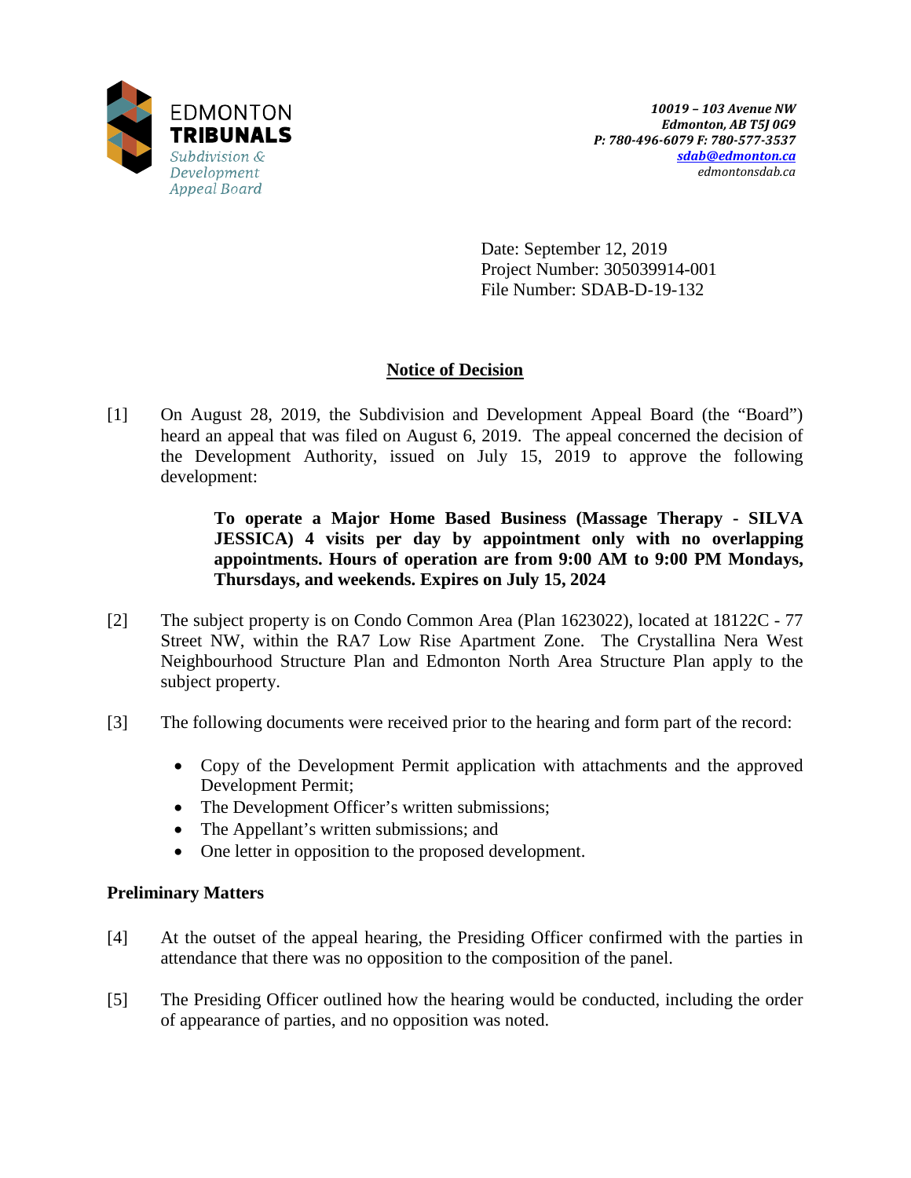EDMONTON
**TRIBUNALS**
*Subdivision & Development Appeal Board*

*10019 – 103 Avenue NW*
*Edmonton, AB T5J 0G9*
*P: 780-496-6079 F: 780-577-3537*
*sdab@edmonton.ca*
*edmontonsdab.ca*

Date: September 12, 2019
Project Number: 305039914-001
File Number: SDAB-D-19-132

## Notice of Decision

[1] On August 28, 2019, the Subdivision and Development Appeal Board (the "Board") heard an appeal that was filed on August 6, 2019. The appeal concerned the decision of the Development Authority, issued on July 15, 2019 to approve the following development:

> **To operate a Major Home Based Business (Massage Therapy - SILVA JESSICA) 4 visits per day by appointment only with no overlapping appointments. Hours of operation are from 9:00 AM to 9:00 PM Mondays, Thursdays, and weekends. Expires on July 15, 2024**

[2] The subject property is on Condo Common Area (Plan 1623022), located at 18122C - 77 Street NW, within the RA7 Low Rise Apartment Zone. The Crystallina Nera West Neighbourhood Structure Plan and Edmonton North Area Structure Plan apply to the subject property.

[3] The following documents were received prior to the hearing and form part of the record:

- Copy of the Development Permit application with attachments and the approved Development Permit;
- The Development Officer's written submissions;
- The Appellant's written submissions; and
- One letter in opposition to the proposed development.

### Preliminary Matters

[4] At the outset of the appeal hearing, the Presiding Officer confirmed with the parties in attendance that there was no opposition to the composition of the panel.

[5] The Presiding Officer outlined how the hearing would be conducted, including the order of appearance of parties, and no opposition was noted.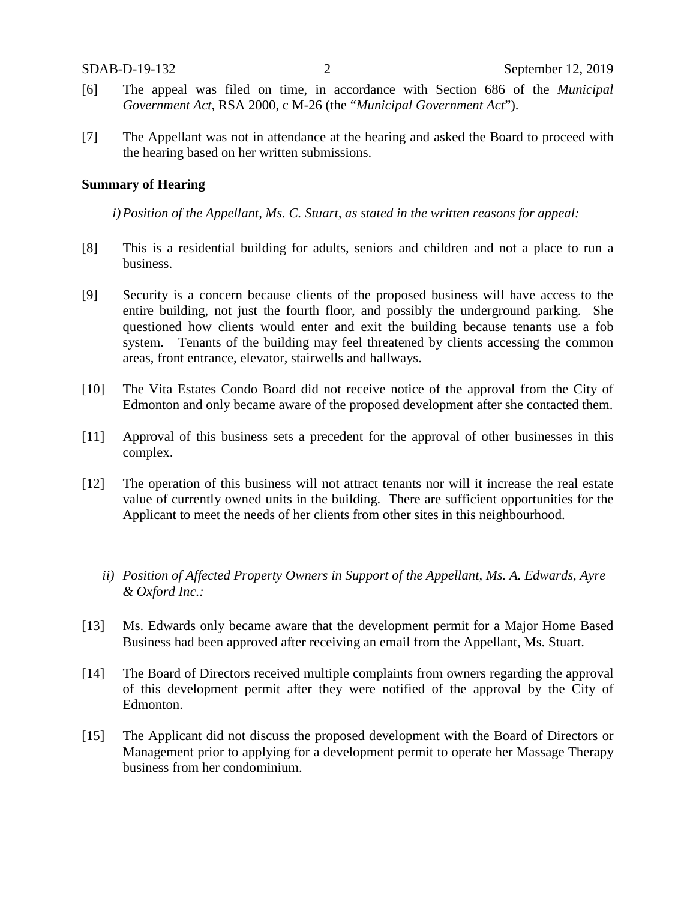[6] The appeal was filed on time, in accordance with Section 686 of the *Municipal Government Act*, RSA 2000, c M-26 (the "*Municipal Government Act*").

[7] The Appellant was not in attendance at the hearing and asked the Board to proceed with the hearing based on her written submissions.

**Summary of Hearing**

*i) Position of the Appellant, Ms. C. Stuart, as stated in the written reasons for appeal:*

[8] This is a residential building for adults, seniors and children and not a place to run a business.

[9] Security is a concern because clients of the proposed business will have access to the entire building, not just the fourth floor, and possibly the underground parking. She questioned how clients would enter and exit the building because tenants use a fob system. Tenants of the building may feel threatened by clients accessing the common areas, front entrance, elevator, stairwells and hallways.

[10] The Vita Estates Condo Board did not receive notice of the approval from the City of Edmonton and only became aware of the proposed development after she contacted them.

[11] Approval of this business sets a precedent for the approval of other businesses in this complex.

[12] The operation of this business will not attract tenants nor will it increase the real estate value of currently owned units in the building. There are sufficient opportunities for the Applicant to meet the needs of her clients from other sites in this neighbourhood.

*ii) Position of Affected Property Owners in Support of the Appellant, Ms. A. Edwards, Ayre & Oxford Inc.:*

[13] Ms. Edwards only became aware that the development permit for a Major Home Based Business had been approved after receiving an email from the Appellant, Ms. Stuart.

[14] The Board of Directors received multiple complaints from owners regarding the approval of this development permit after they were notified of the approval by the City of Edmonton.

[15] The Applicant did not discuss the proposed development with the Board of Directors or Management prior to applying for a development permit to operate her Massage Therapy business from her condominium.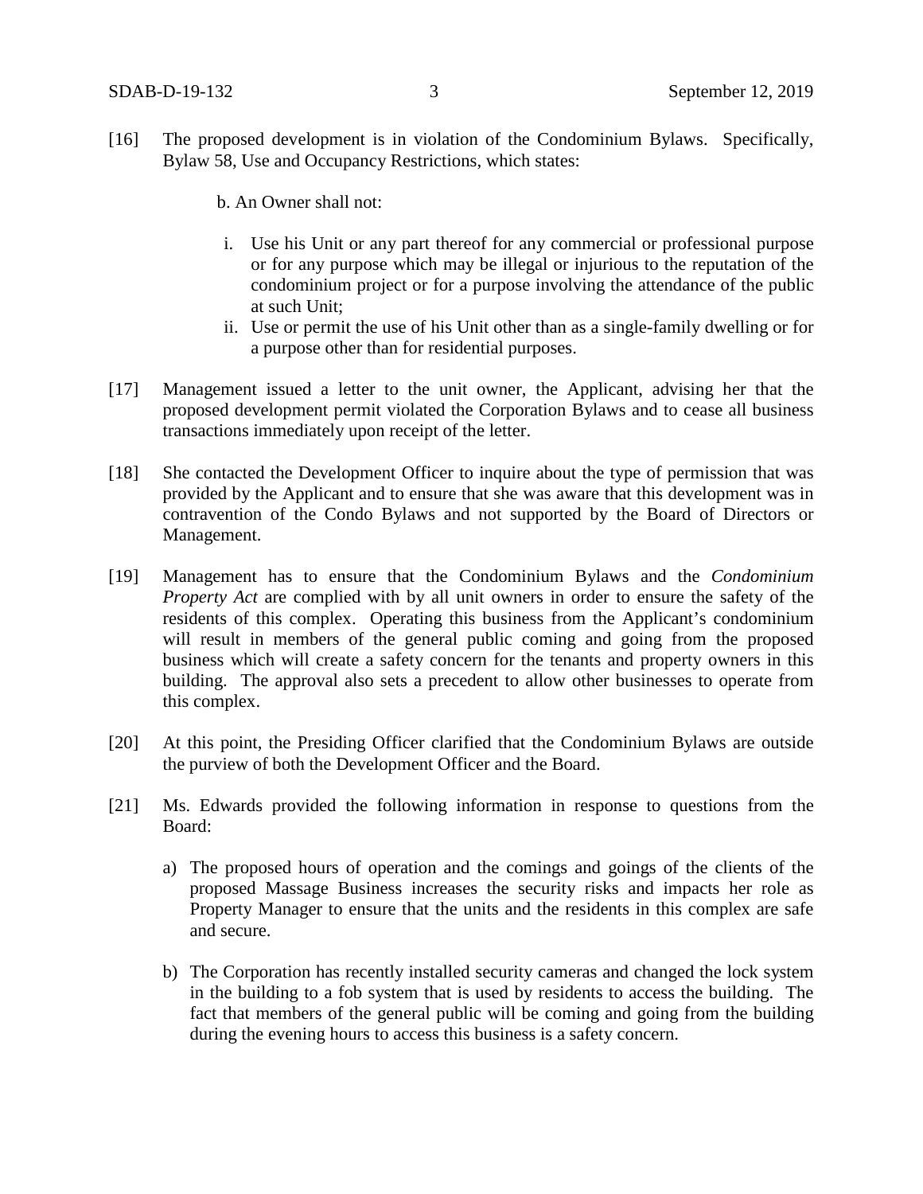[16] The proposed development is in violation of the Condominium Bylaws. Specifically, Bylaw 58, Use and Occupancy Restrictions, which states:

b. An Owner shall not:

i. Use his Unit or any part thereof for any commercial or professional purpose or for any purpose which may be illegal or injurious to the reputation of the condominium project or for a purpose involving the attendance of the public at such Unit;

ii. Use or permit the use of his Unit other than as a single-family dwelling or for a purpose other than for residential purposes.

[17] Management issued a letter to the unit owner, the Applicant, advising her that the proposed development permit violated the Corporation Bylaws and to cease all business transactions immediately upon receipt of the letter.

[18] She contacted the Development Officer to inquire about the type of permission that was provided by the Applicant and to ensure that she was aware that this development was in contravention of the Condo Bylaws and not supported by the Board of Directors or Management.

[19] Management has to ensure that the Condominium Bylaws and the *Condominium Property Act* are complied with by all unit owners in order to ensure the safety of the residents of this complex. Operating this business from the Applicant's condominium will result in members of the general public coming and going from the proposed business which will create a safety concern for the tenants and property owners in this building. The approval also sets a precedent to allow other businesses to operate from this complex.

[20] At this point, the Presiding Officer clarified that the Condominium Bylaws are outside the purview of both the Development Officer and the Board.

[21] Ms. Edwards provided the following information in response to questions from the Board:

a) The proposed hours of operation and the comings and goings of the clients of the proposed Massage Business increases the security risks and impacts her role as Property Manager to ensure that the units and the residents in this complex are safe and secure.

b) The Corporation has recently installed security cameras and changed the lock system in the building to a fob system that is used by residents to access the building. The fact that members of the general public will be coming and going from the building during the evening hours to access this business is a safety concern.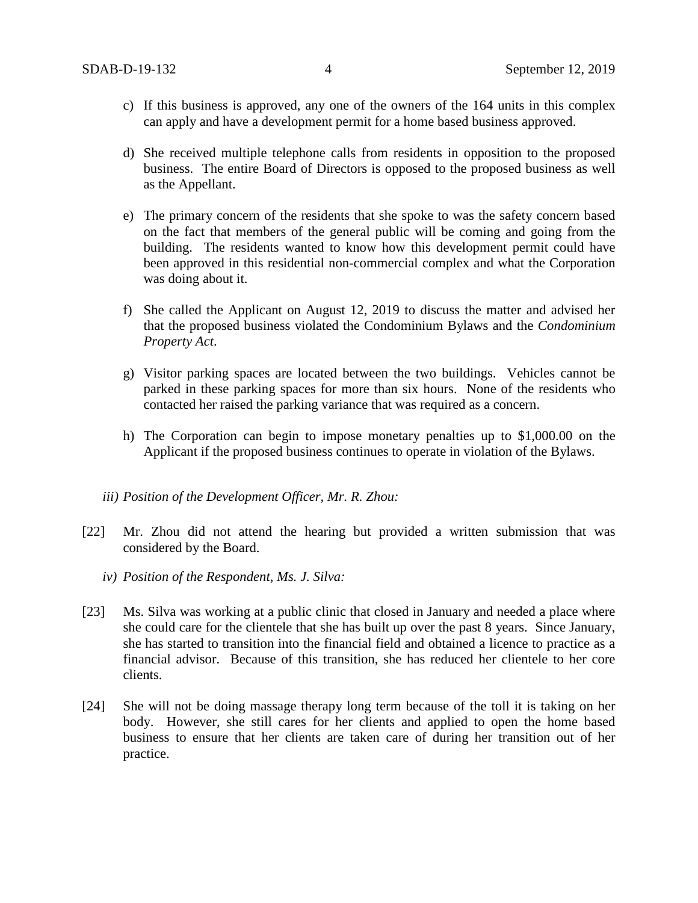c) If this business is approved, any one of the owners of the 164 units in this complex can apply and have a development permit for a home based business approved.

d) She received multiple telephone calls from residents in opposition to the proposed business. The entire Board of Directors is opposed to the proposed business as well as the Appellant.

e) The primary concern of the residents that she spoke to was the safety concern based on the fact that members of the general public will be coming and going from the building. The residents wanted to know how this development permit could have been approved in this residential non-commercial complex and what the Corporation was doing about it.

f) She called the Applicant on August 12, 2019 to discuss the matter and advised her that the proposed business violated the Condominium Bylaws and the *Condominium Property Act.*

g) Visitor parking spaces are located between the two buildings. Vehicles cannot be parked in these parking spaces for more than six hours. None of the residents who contacted her raised the parking variance that was required as a concern.

h) The Corporation can begin to impose monetary penalties up to $1,000.00 on the Applicant if the proposed business continues to operate in violation of the Bylaws.

*iii) Position of the Development Officer, Mr. R. Zhou:*

[22] Mr. Zhou did not attend the hearing but provided a written submission that was considered by the Board.

*iv) Position of the Respondent, Ms. J. Silva:*

[23] Ms. Silva was working at a public clinic that closed in January and needed a place where she could care for the clientele that she has built up over the past 8 years. Since January, she has started to transition into the financial field and obtained a licence to practice as a financial advisor. Because of this transition, she has reduced her clientele to her core clients.

[24] She will not be doing massage therapy long term because of the toll it is taking on her body. However, she still cares for her clients and applied to open the home based business to ensure that her clients are taken care of during her transition out of her practice.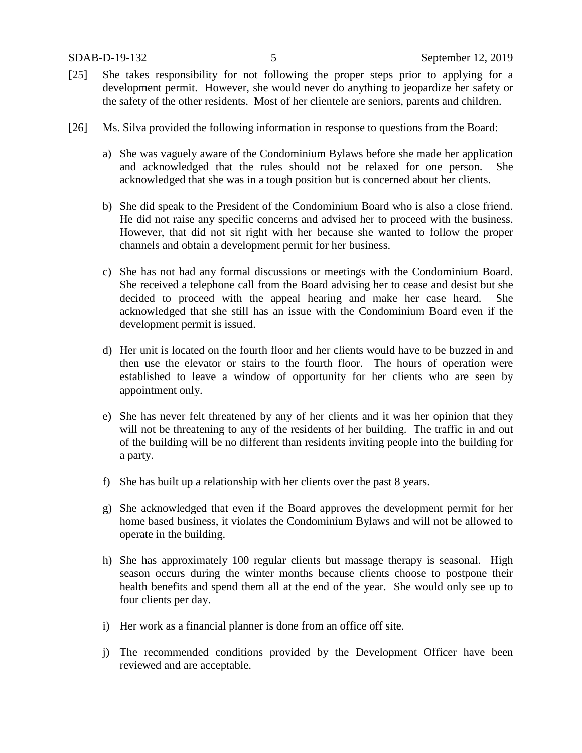[25] She takes responsibility for not following the proper steps prior to applying for a development permit. However, she would never do anything to jeopardize her safety or the safety of the other residents. Most of her clientele are seniors, parents and children.

[26] Ms. Silva provided the following information in response to questions from the Board:

a) She was vaguely aware of the Condominium Bylaws before she made her application and acknowledged that the rules should not be relaxed for one person. She acknowledged that she was in a tough position but is concerned about her clients.

b) She did speak to the President of the Condominium Board who is also a close friend. He did not raise any specific concerns and advised her to proceed with the business. However, that did not sit right with her because she wanted to follow the proper channels and obtain a development permit for her business.

c) She has not had any formal discussions or meetings with the Condominium Board. She received a telephone call from the Board advising her to cease and desist but she decided to proceed with the appeal hearing and make her case heard. She acknowledged that she still has an issue with the Condominium Board even if the development permit is issued.

d) Her unit is located on the fourth floor and her clients would have to be buzzed in and then use the elevator or stairs to the fourth floor. The hours of operation were established to leave a window of opportunity for her clients who are seen by appointment only.

e) She has never felt threatened by any of her clients and it was her opinion that they will not be threatening to any of the residents of her building. The traffic in and out of the building will be no different than residents inviting people into the building for a party.

f) She has built up a relationship with her clients over the past 8 years.

g) She acknowledged that even if the Board approves the development permit for her home based business, it violates the Condominium Bylaws and will not be allowed to operate in the building.

h) She has approximately 100 regular clients but massage therapy is seasonal. High season occurs during the winter months because clients choose to postpone their health benefits and spend them all at the end of the year. She would only see up to four clients per day.

i) Her work as a financial planner is done from an office off site.

j) The recommended conditions provided by the Development Officer have been reviewed and are acceptable.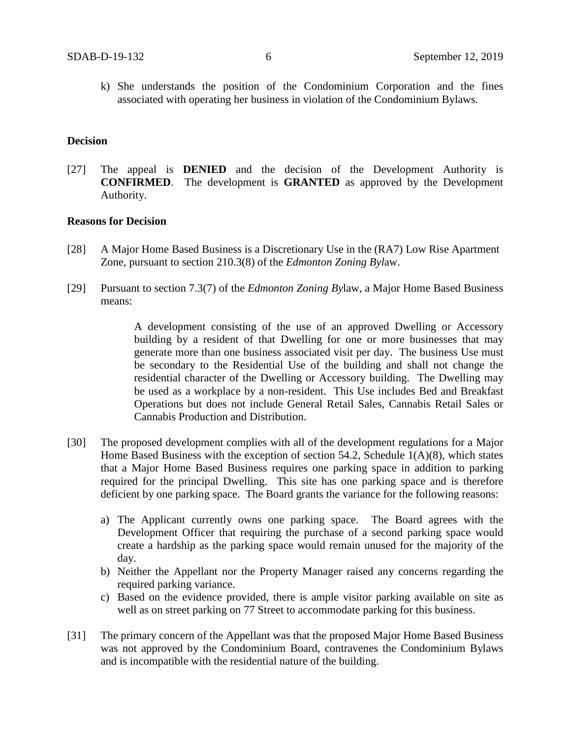k) She understands the position of the Condominium Corporation and the fines associated with operating her business in violation of the Condominium Bylaws.

**Decision**

[27] The appeal is **DENIED** and the decision of the Development Authority is **CONFIRMED**. The development is **GRANTED** as approved by the Development Authority.

**Reasons for Decision**

[28] A Major Home Based Business is a Discretionary Use in the (RA7) Low Rise Apartment Zone, pursuant to section 210.3(8) of the *Edmonton Zoning Byl*aw.

[29] Pursuant to section 7.3(7) of the *Edmonton Zoning By*law, a Major Home Based Business means:

> A development consisting of the use of an approved Dwelling or Accessory building by a resident of that Dwelling for one or more businesses that may generate more than one business associated visit per day. The business Use must be secondary to the Residential Use of the building and shall not change the residential character of the Dwelling or Accessory building. The Dwelling may be used as a workplace by a non-resident. This Use includes Bed and Breakfast Operations but does not include General Retail Sales, Cannabis Retail Sales or Cannabis Production and Distribution.

[30] The proposed development complies with all of the development regulations for a Major Home Based Business with the exception of section 54.2, Schedule 1(A)(8), which states that a Major Home Based Business requires one parking space in addition to parking required for the principal Dwelling. This site has one parking space and is therefore deficient by one parking space. The Board grants the variance for the following reasons:

a) The Applicant currently owns one parking space. The Board agrees with the Development Officer that requiring the purchase of a second parking space would create a hardship as the parking space would remain unused for the majority of the day.
b) Neither the Appellant nor the Property Manager raised any concerns regarding the required parking variance.
c) Based on the evidence provided, there is ample visitor parking available on site as well as on street parking on 77 Street to accommodate parking for this business.

[31] The primary concern of the Appellant was that the proposed Major Home Based Business was not approved by the Condominium Board, contravenes the Condominium Bylaws and is incompatible with the residential nature of the building.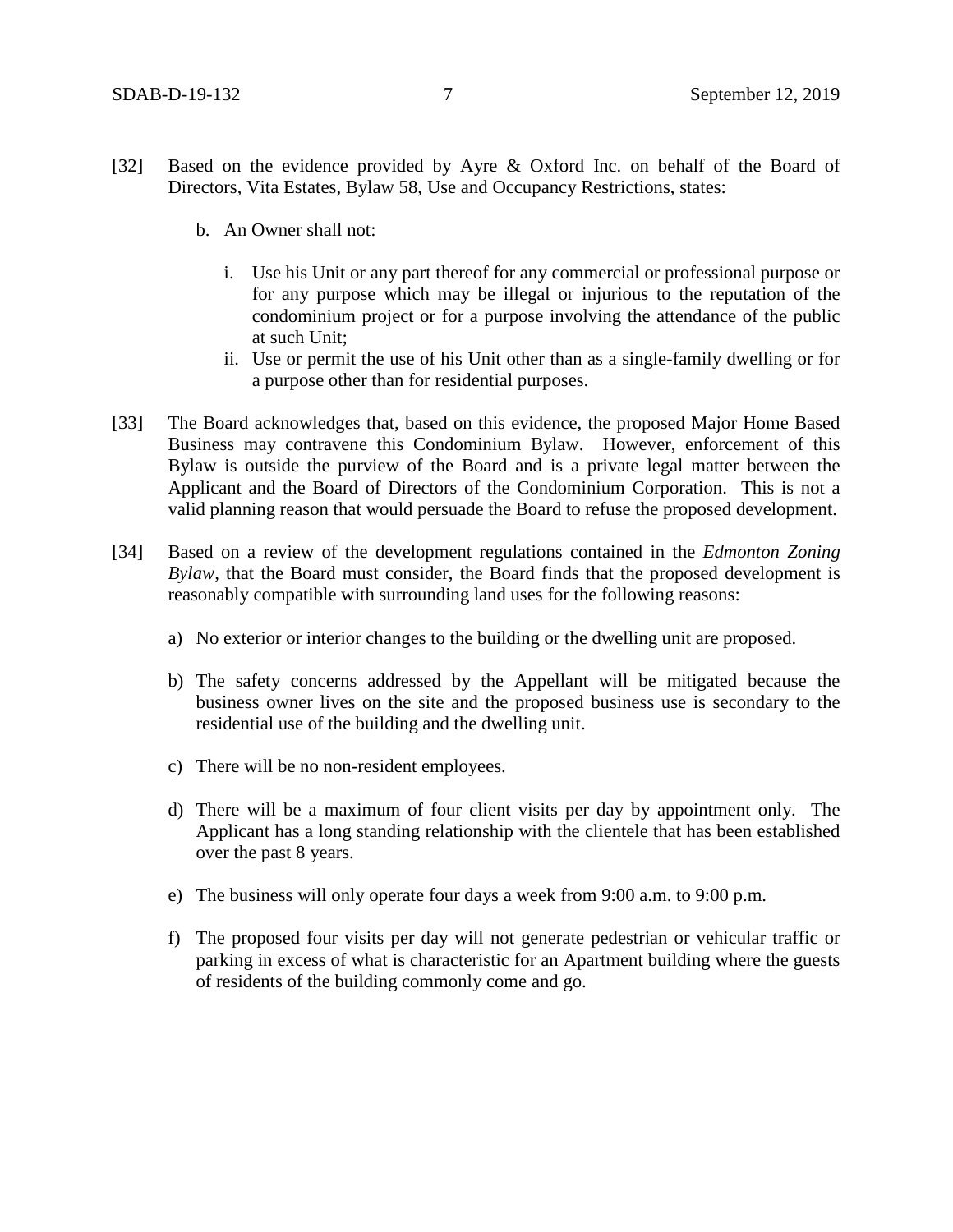[32] Based on the evidence provided by Ayre & Oxford Inc. on behalf of the Board of Directors, Vita Estates, Bylaw 58, Use and Occupancy Restrictions, states:

b. An Owner shall not:

   i. Use his Unit or any part thereof for any commercial or professional purpose or for any purpose which may be illegal or injurious to the reputation of the condominium project or for a purpose involving the attendance of the public at such Unit;

   ii. Use or permit the use of his Unit other than as a single-family dwelling or for a purpose other than for residential purposes.

[33] The Board acknowledges that, based on this evidence, the proposed Major Home Based Business may contravene this Condominium Bylaw. However, enforcement of this Bylaw is outside the purview of the Board and is a private legal matter between the Applicant and the Board of Directors of the Condominium Corporation. This is not a valid planning reason that would persuade the Board to refuse the proposed development.

[34] Based on a review of the development regulations contained in the *Edmonton Zoning Bylaw*, that the Board must consider, the Board finds that the proposed development is reasonably compatible with surrounding land uses for the following reasons:

a) No exterior or interior changes to the building or the dwelling unit are proposed.

b) The safety concerns addressed by the Appellant will be mitigated because the business owner lives on the site and the proposed business use is secondary to the residential use of the building and the dwelling unit.

c) There will be no non-resident employees.

d) There will be a maximum of four client visits per day by appointment only. The Applicant has a long standing relationship with the clientele that has been established over the past 8 years.

e) The business will only operate four days a week from 9:00 a.m. to 9:00 p.m.

f) The proposed four visits per day will not generate pedestrian or vehicular traffic or parking in excess of what is characteristic for an Apartment building where the guests of residents of the building commonly come and go.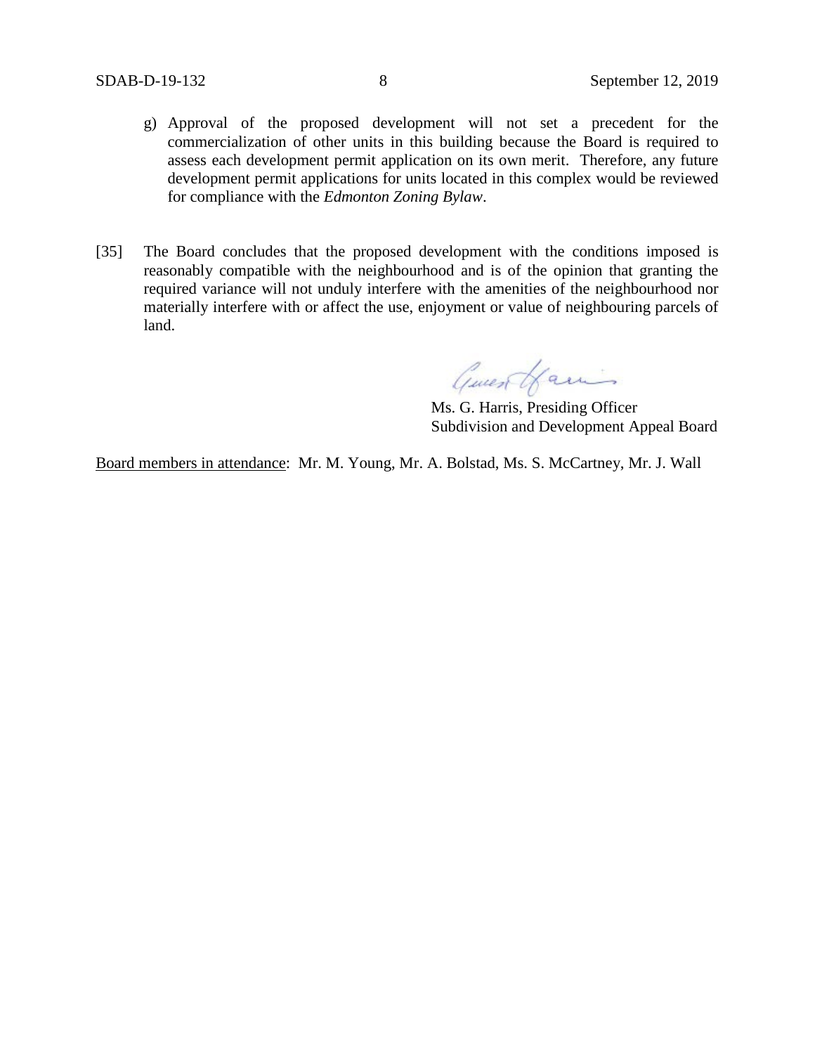g) Approval of the proposed development will not set a precedent for the commercialization of other units in this building because the Board is required to assess each development permit application on its own merit. Therefore, any future development permit applications for units located in this complex would be reviewed for compliance with the *Edmonton Zoning Bylaw*.

[35] The Board concludes that the proposed development with the conditions imposed is reasonably compatible with the neighbourhood and is of the opinion that granting the required variance will not unduly interfere with the amenities of the neighbourhood nor materially interfere with or affect the use, enjoyment or value of neighbouring parcels of land.

Ms. G. Harris, Presiding Officer
Subdivision and Development Appeal Board

Board members in attendance: Mr. M. Young, Mr. A. Bolstad, Ms. S. McCartney, Mr. J. Wall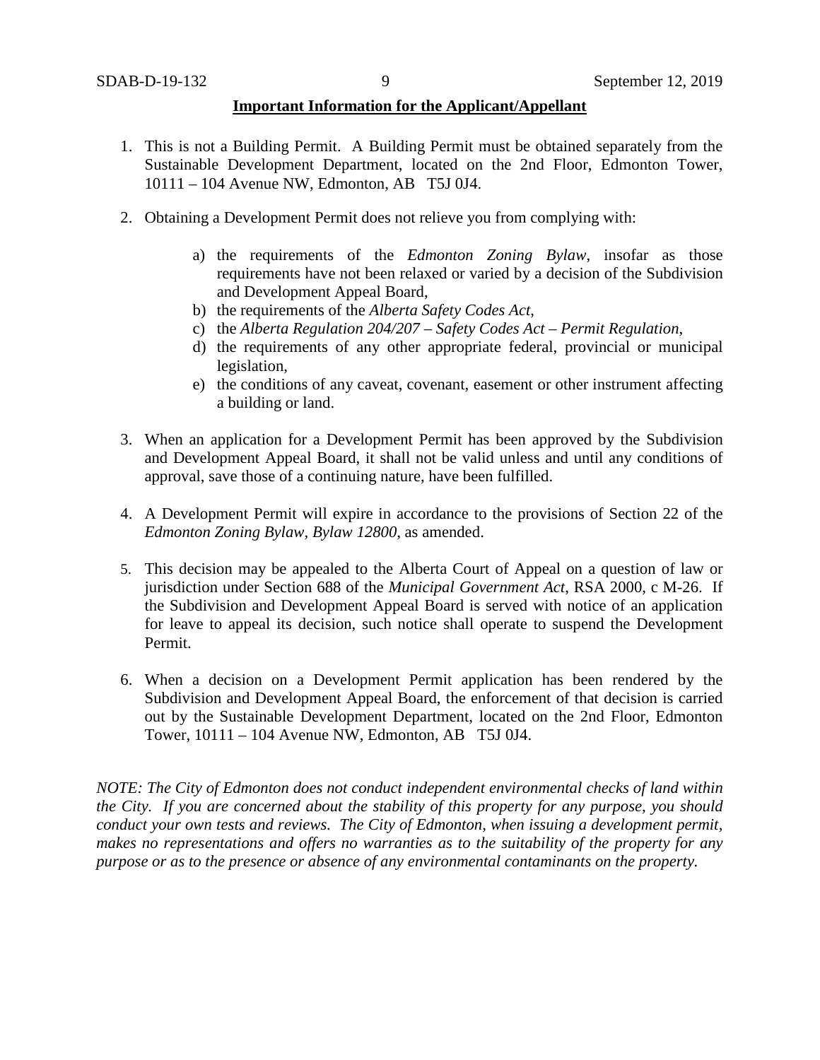**Important Information for the Applicant/Appellant**

1. This is not a Building Permit. A Building Permit must be obtained separately from the Sustainable Development Department, located on the 2nd Floor, Edmonton Tower, 10111 – 104 Avenue NW, Edmonton, AB T5J 0J4.

2. Obtaining a Development Permit does not relieve you from complying with:

   a) the requirements of the *Edmonton Zoning Bylaw*, insofar as those requirements have not been relaxed or varied by a decision of the Subdivision and Development Appeal Board,
   b) the requirements of the *Alberta Safety Codes Act*,
   c) the *Alberta Regulation 204/207 – Safety Codes Act – Permit Regulation*,
   d) the requirements of any other appropriate federal, provincial or municipal legislation,
   e) the conditions of any caveat, covenant, easement or other instrument affecting a building or land.

3. When an application for a Development Permit has been approved by the Subdivision and Development Appeal Board, it shall not be valid unless and until any conditions of approval, save those of a continuing nature, have been fulfilled.

4. A Development Permit will expire in accordance to the provisions of Section 22 of the *Edmonton Zoning Bylaw, Bylaw 12800*, as amended.

5. This decision may be appealed to the Alberta Court of Appeal on a question of law or jurisdiction under Section 688 of the *Municipal Government Act*, RSA 2000, c M-26. If the Subdivision and Development Appeal Board is served with notice of an application for leave to appeal its decision, such notice shall operate to suspend the Development Permit.

6. When a decision on a Development Permit application has been rendered by the Subdivision and Development Appeal Board, the enforcement of that decision is carried out by the Sustainable Development Department, located on the 2nd Floor, Edmonton Tower, 10111 – 104 Avenue NW, Edmonton, AB T5J 0J4.

*NOTE: The City of Edmonton does not conduct independent environmental checks of land within the City. If you are concerned about the stability of this property for any purpose, you should conduct your own tests and reviews. The City of Edmonton, when issuing a development permit, makes no representations and offers no warranties as to the suitability of the property for any purpose or as to the presence or absence of any environmental contaminants on the property.*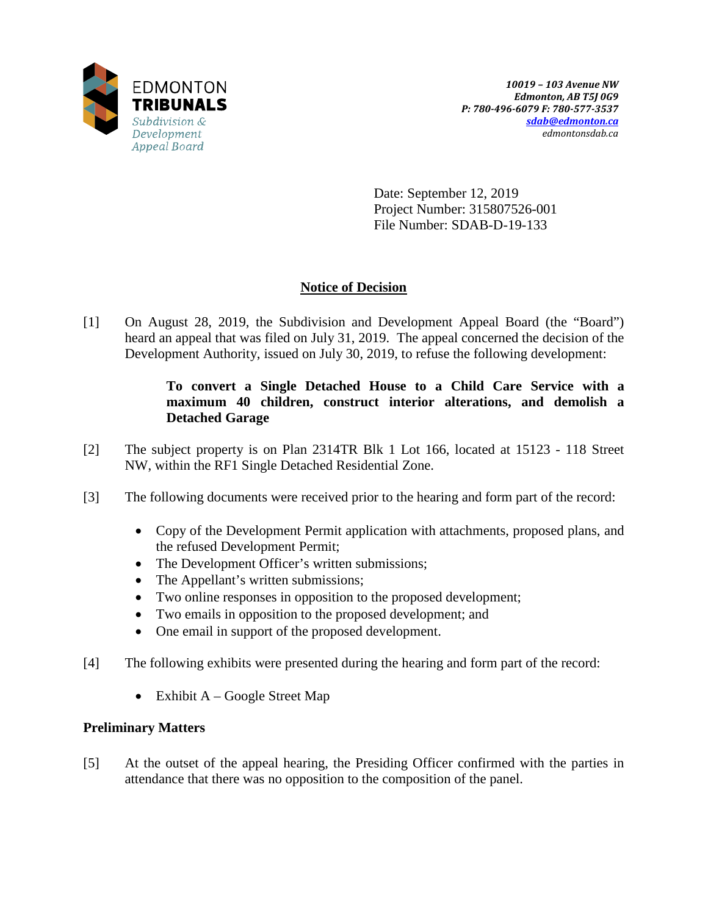EDMONTON
**TRIBUNALS**
*Subdivision & Development Appeal Board*

*10019 – 103 Avenue NW*
*Edmonton, AB T5J 0G9*
*P: 780-496-6079 F: 780-577-3537*
*sdab@edmonton.ca*
*edmontonsdab.ca*

Date: September 12, 2019
Project Number: 315807526-001
File Number: SDAB-D-19-133

## Notice of Decision

[1] On August 28, 2019, the Subdivision and Development Appeal Board (the "Board") heard an appeal that was filed on July 31, 2019. The appeal concerned the decision of the Development Authority, issued on July 30, 2019, to refuse the following development:

> **To convert a Single Detached House to a Child Care Service with a maximum 40 children, construct interior alterations, and demolish a Detached Garage**

[2] The subject property is on Plan 2314TR Blk 1 Lot 166, located at 15123 - 118 Street NW, within the RF1 Single Detached Residential Zone.

[3] The following documents were received prior to the hearing and form part of the record:

- Copy of the Development Permit application with attachments, proposed plans, and the refused Development Permit;
- The Development Officer's written submissions;
- The Appellant's written submissions;
- Two online responses in opposition to the proposed development;
- Two emails in opposition to the proposed development; and
- One email in support of the proposed development.

[4] The following exhibits were presented during the hearing and form part of the record:

- Exhibit A – Google Street Map

### Preliminary Matters

[5] At the outset of the appeal hearing, the Presiding Officer confirmed with the parties in attendance that there was no opposition to the composition of the panel.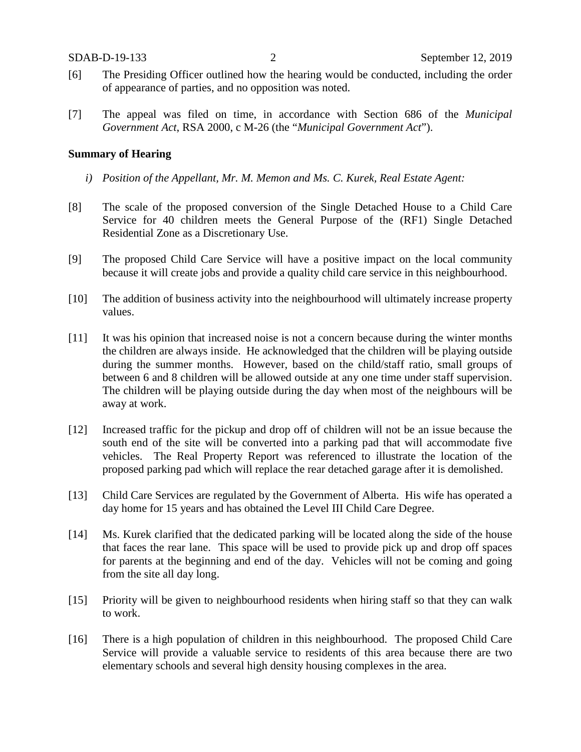[6] The Presiding Officer outlined how the hearing would be conducted, including the order of appearance of parties, and no opposition was noted.

[7] The appeal was filed on time, in accordance with Section 686 of the *Municipal Government Act*, RSA 2000, c M-26 (the "*Municipal Government Act*").

**Summary of Hearing**

*i) Position of the Appellant, Mr. M. Memon and Ms. C. Kurek, Real Estate Agent:*

[8] The scale of the proposed conversion of the Single Detached House to a Child Care Service for 40 children meets the General Purpose of the (RF1) Single Detached Residential Zone as a Discretionary Use.

[9] The proposed Child Care Service will have a positive impact on the local community because it will create jobs and provide a quality child care service in this neighbourhood.

[10] The addition of business activity into the neighbourhood will ultimately increase property values.

[11] It was his opinion that increased noise is not a concern because during the winter months the children are always inside. He acknowledged that the children will be playing outside during the summer months. However, based on the child/staff ratio, small groups of between 6 and 8 children will be allowed outside at any one time under staff supervision. The children will be playing outside during the day when most of the neighbours will be away at work.

[12] Increased traffic for the pickup and drop off of children will not be an issue because the south end of the site will be converted into a parking pad that will accommodate five vehicles. The Real Property Report was referenced to illustrate the location of the proposed parking pad which will replace the rear detached garage after it is demolished.

[13] Child Care Services are regulated by the Government of Alberta. His wife has operated a day home for 15 years and has obtained the Level III Child Care Degree.

[14] Ms. Kurek clarified that the dedicated parking will be located along the side of the house that faces the rear lane. This space will be used to provide pick up and drop off spaces for parents at the beginning and end of the day. Vehicles will not be coming and going from the site all day long.

[15] Priority will be given to neighbourhood residents when hiring staff so that they can walk to work.

[16] There is a high population of children in this neighbourhood. The proposed Child Care Service will provide a valuable service to residents of this area because there are two elementary schools and several high density housing complexes in the area.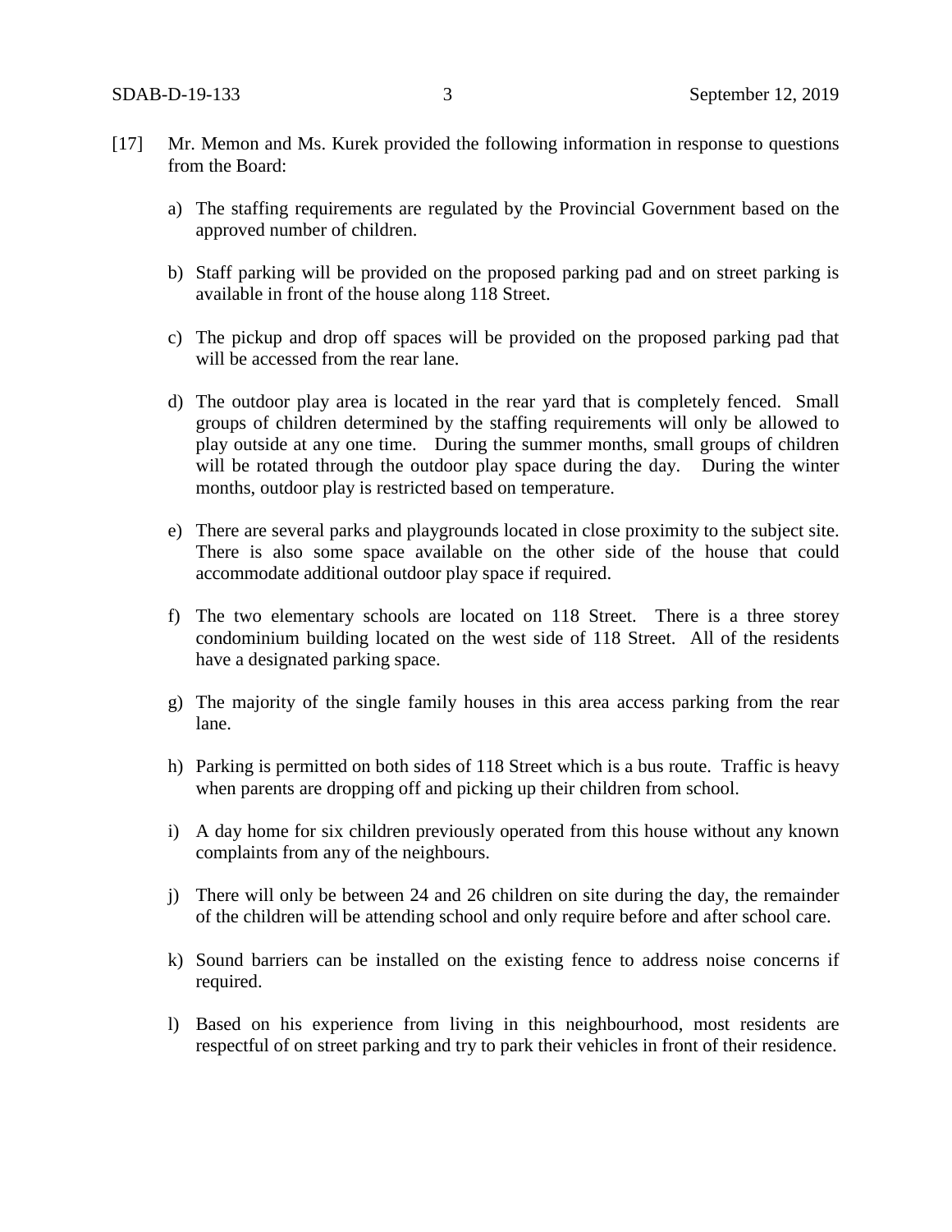[17] Mr. Memon and Ms. Kurek provided the following information in response to questions from the Board:

a) The staffing requirements are regulated by the Provincial Government based on the approved number of children.

b) Staff parking will be provided on the proposed parking pad and on street parking is available in front of the house along 118 Street.

c) The pickup and drop off spaces will be provided on the proposed parking pad that will be accessed from the rear lane.

d) The outdoor play area is located in the rear yard that is completely fenced. Small groups of children determined by the staffing requirements will only be allowed to play outside at any one time. During the summer months, small groups of children will be rotated through the outdoor play space during the day. During the winter months, outdoor play is restricted based on temperature.

e) There are several parks and playgrounds located in close proximity to the subject site. There is also some space available on the other side of the house that could accommodate additional outdoor play space if required.

f) The two elementary schools are located on 118 Street. There is a three storey condominium building located on the west side of 118 Street. All of the residents have a designated parking space.

g) The majority of the single family houses in this area access parking from the rear lane.

h) Parking is permitted on both sides of 118 Street which is a bus route. Traffic is heavy when parents are dropping off and picking up their children from school.

i) A day home for six children previously operated from this house without any known complaints from any of the neighbours.

j) There will only be between 24 and 26 children on site during the day, the remainder of the children will be attending school and only require before and after school care.

k) Sound barriers can be installed on the existing fence to address noise concerns if required.

l) Based on his experience from living in this neighbourhood, most residents are respectful of on street parking and try to park their vehicles in front of their residence.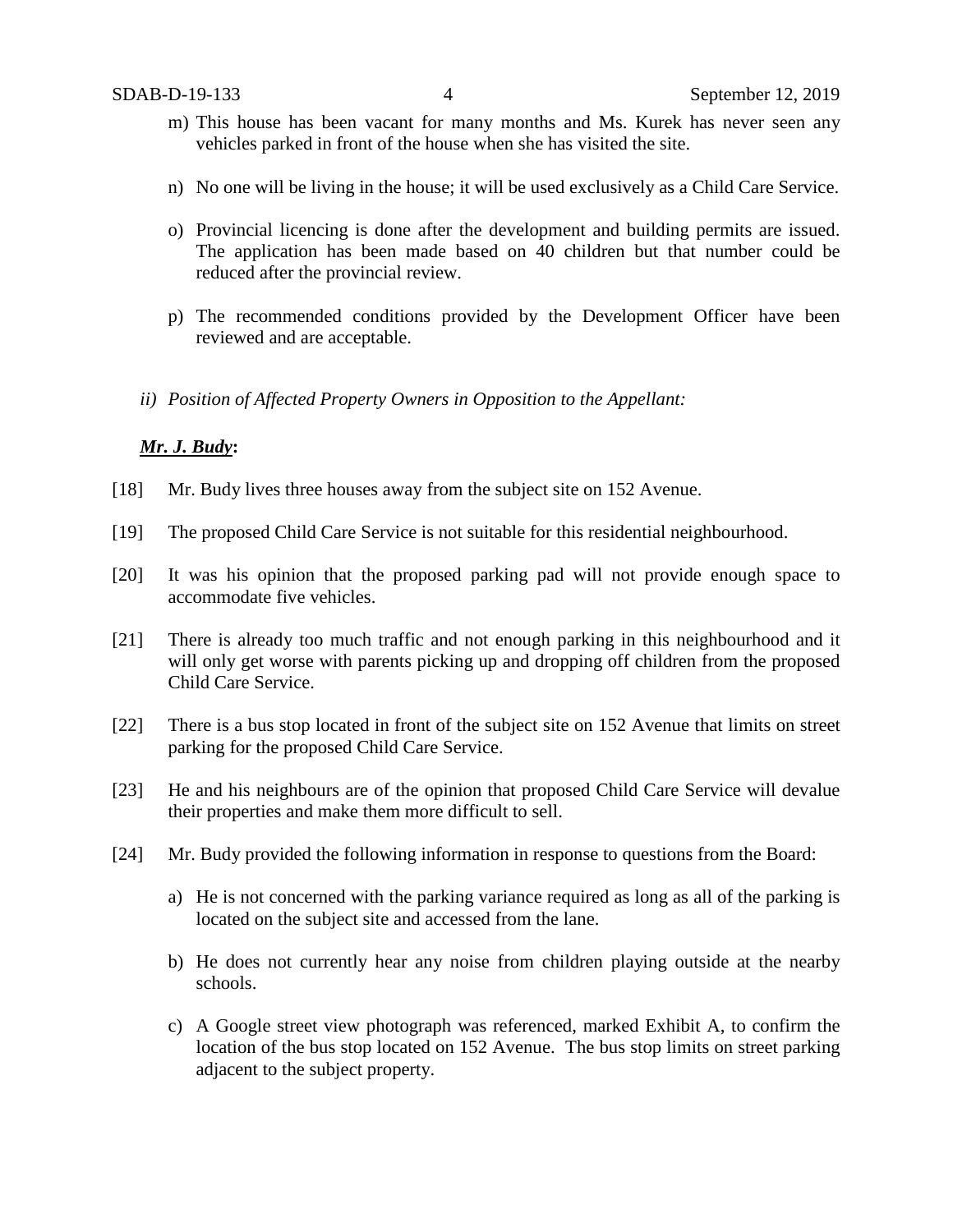m) This house has been vacant for many months and Ms. Kurek has never seen any vehicles parked in front of the house when she has visited the site.

n) No one will be living in the house; it will be used exclusively as a Child Care Service.

o) Provincial licencing is done after the development and building permits are issued. The application has been made based on 40 children but that number could be reduced after the provincial review.

p) The recommended conditions provided by the Development Officer have been reviewed and are acceptable.

*ii) Position of Affected Property Owners in Opposition to the Appellant:*

***Mr. J. Budy*:**

[18] Mr. Budy lives three houses away from the subject site on 152 Avenue.

[19] The proposed Child Care Service is not suitable for this residential neighbourhood.

[20] It was his opinion that the proposed parking pad will not provide enough space to accommodate five vehicles.

[21] There is already too much traffic and not enough parking in this neighbourhood and it will only get worse with parents picking up and dropping off children from the proposed Child Care Service.

[22] There is a bus stop located in front of the subject site on 152 Avenue that limits on street parking for the proposed Child Care Service.

[23] He and his neighbours are of the opinion that proposed Child Care Service will devalue their properties and make them more difficult to sell.

[24] Mr. Budy provided the following information in response to questions from the Board:

a) He is not concerned with the parking variance required as long as all of the parking is located on the subject site and accessed from the lane.

b) He does not currently hear any noise from children playing outside at the nearby schools.

c) A Google street view photograph was referenced, marked Exhibit A, to confirm the location of the bus stop located on 152 Avenue. The bus stop limits on street parking adjacent to the subject property.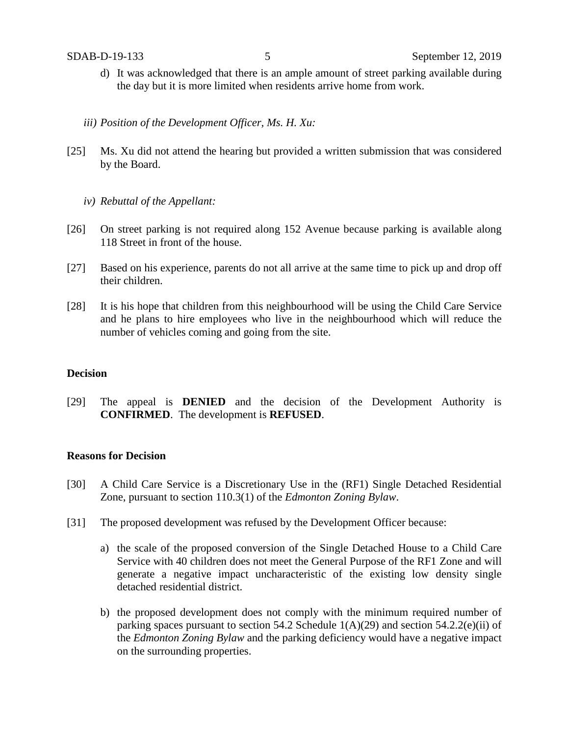d) It was acknowledged that there is an ample amount of street parking available during the day but it is more limited when residents arrive home from work.

*iii) Position of the Development Officer, Ms. H. Xu:*

[25] Ms. Xu did not attend the hearing but provided a written submission that was considered by the Board.

*iv) Rebuttal of the Appellant:*

[26] On street parking is not required along 152 Avenue because parking is available along 118 Street in front of the house.

[27] Based on his experience, parents do not all arrive at the same time to pick up and drop off their children.

[28] It is his hope that children from this neighbourhood will be using the Child Care Service and he plans to hire employees who live in the neighbourhood which will reduce the number of vehicles coming and going from the site.

## Decision

[29] The appeal is **DENIED** and the decision of the Development Authority is **CONFIRMED**. The development is **REFUSED**.

## Reasons for Decision

[30] A Child Care Service is a Discretionary Use in the (RF1) Single Detached Residential Zone, pursuant to section 110.3(1) of the *Edmonton Zoning Bylaw*.

[31] The proposed development was refused by the Development Officer because:

a) the scale of the proposed conversion of the Single Detached House to a Child Care Service with 40 children does not meet the General Purpose of the RF1 Zone and will generate a negative impact uncharacteristic of the existing low density single detached residential district.

b) the proposed development does not comply with the minimum required number of parking spaces pursuant to section 54.2 Schedule 1(A)(29) and section 54.2.2(e)(ii) of the *Edmonton Zoning Bylaw* and the parking deficiency would have a negative impact on the surrounding properties.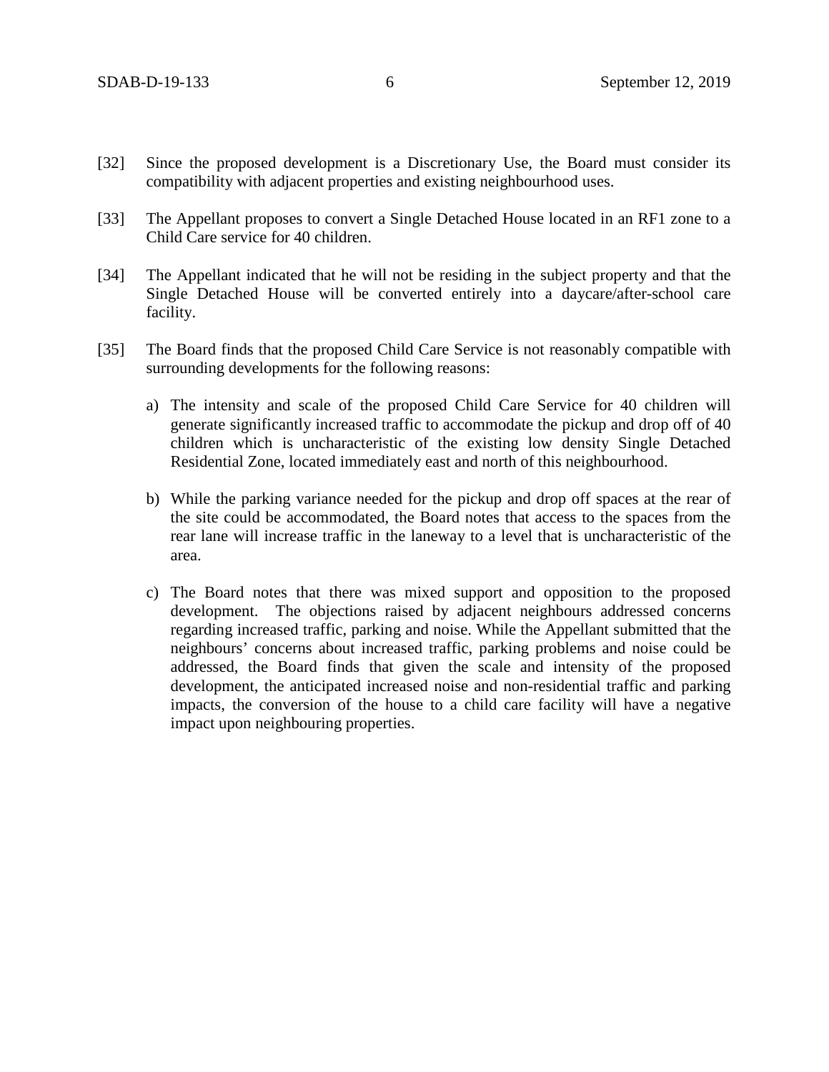[32] Since the proposed development is a Discretionary Use, the Board must consider its compatibility with adjacent properties and existing neighbourhood uses.

[33] The Appellant proposes to convert a Single Detached House located in an RF1 zone to a Child Care service for 40 children.

[34] The Appellant indicated that he will not be residing in the subject property and that the Single Detached House will be converted entirely into a daycare/after-school care facility.

[35] The Board finds that the proposed Child Care Service is not reasonably compatible with surrounding developments for the following reasons:

a) The intensity and scale of the proposed Child Care Service for 40 children will generate significantly increased traffic to accommodate the pickup and drop off of 40 children which is uncharacteristic of the existing low density Single Detached Residential Zone, located immediately east and north of this neighbourhood.

b) While the parking variance needed for the pickup and drop off spaces at the rear of the site could be accommodated, the Board notes that access to the spaces from the rear lane will increase traffic in the laneway to a level that is uncharacteristic of the area.

c) The Board notes that there was mixed support and opposition to the proposed development. The objections raised by adjacent neighbours addressed concerns regarding increased traffic, parking and noise. While the Appellant submitted that the neighbours' concerns about increased traffic, parking problems and noise could be addressed, the Board finds that given the scale and intensity of the proposed development, the anticipated increased noise and non-residential traffic and parking impacts, the conversion of the house to a child care facility will have a negative impact upon neighbouring properties.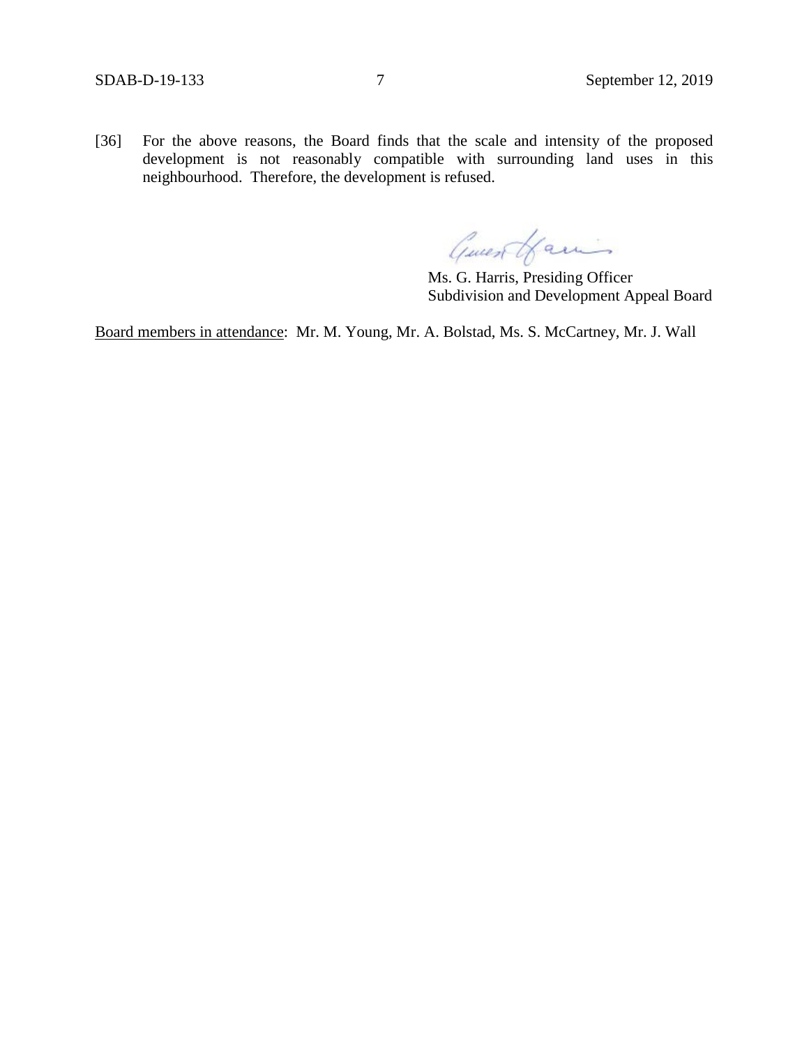[36] For the above reasons, the Board finds that the scale and intensity of the proposed development is not reasonably compatible with surrounding land uses in this neighbourhood. Therefore, the development is refused.

Ms. G. Harris, Presiding Officer
Subdivision and Development Appeal Board

<u>Board members in attendance</u>: Mr. M. Young, Mr. A. Bolstad, Ms. S. McCartney, Mr. J. Wall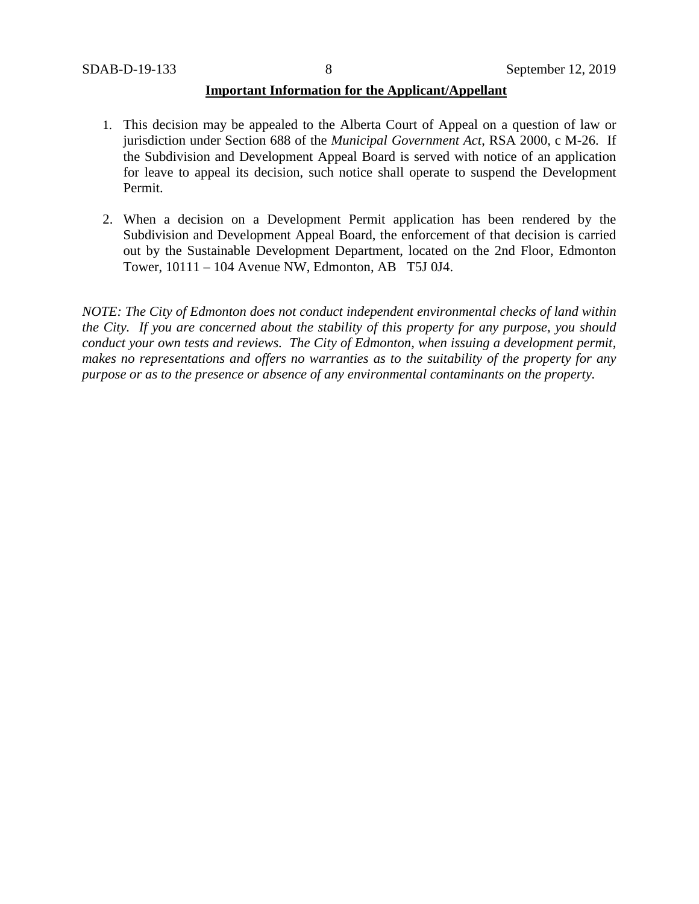**Important Information for the Applicant/Appellant**

1. This decision may be appealed to the Alberta Court of Appeal on a question of law or jurisdiction under Section 688 of the *Municipal Government Act*, RSA 2000, c M-26. If the Subdivision and Development Appeal Board is served with notice of an application for leave to appeal its decision, such notice shall operate to suspend the Development Permit.

2. When a decision on a Development Permit application has been rendered by the Subdivision and Development Appeal Board, the enforcement of that decision is carried out by the Sustainable Development Department, located on the 2nd Floor, Edmonton Tower, 10111 – 104 Avenue NW, Edmonton, AB T5J 0J4.

*NOTE: The City of Edmonton does not conduct independent environmental checks of land within the City. If you are concerned about the stability of this property for any purpose, you should conduct your own tests and reviews. The City of Edmonton, when issuing a development permit, makes no representations and offers no warranties as to the suitability of the property for any purpose or as to the presence or absence of any environmental contaminants on the property.*